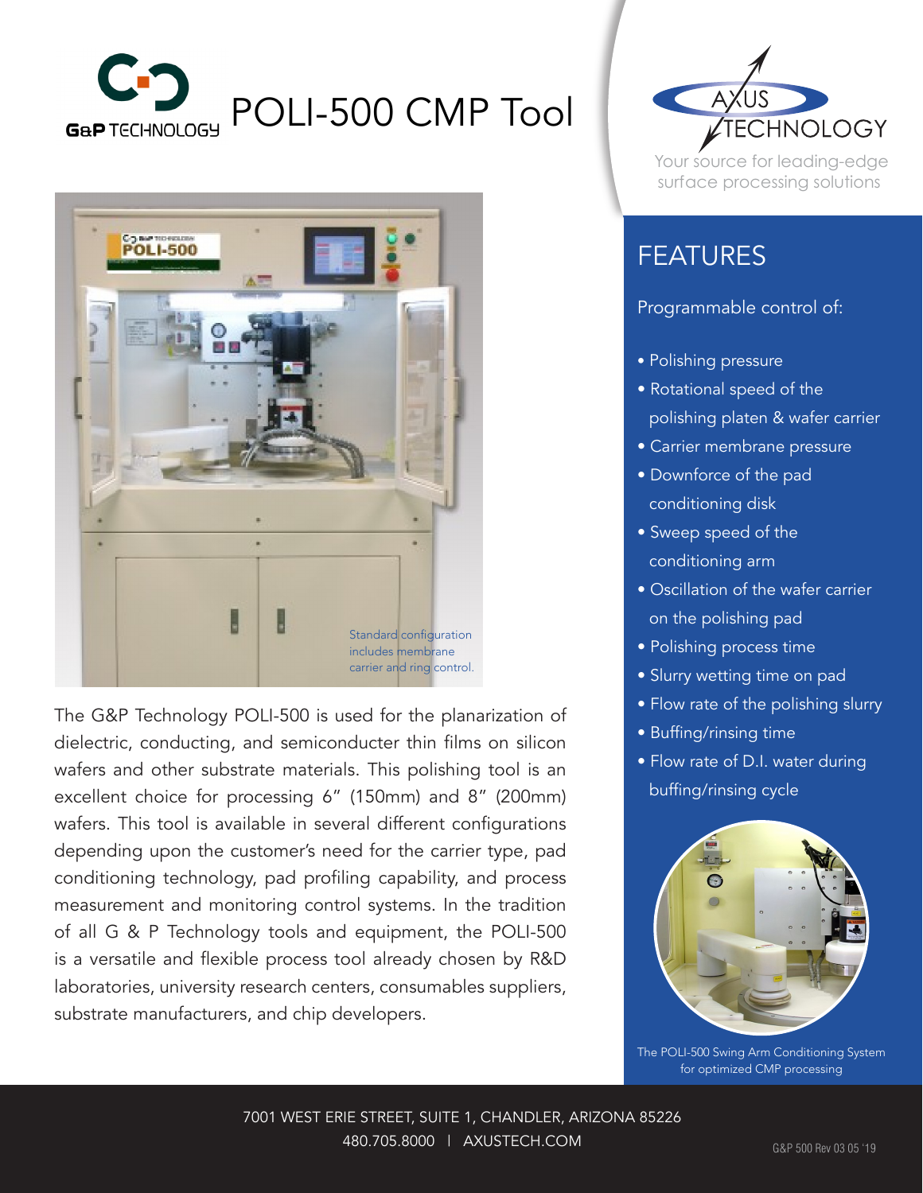# G&P TECHNOLOGY POLI-500 CMP Tool

AXUS TECHNOLOGY

Your source for leading-edge surface processing solutions

Standard configuration includes membrane carrier and ring control.

The G&P Technology POLI-500 is used for the planarization of dielectric, conducting, and semiconducter thin films on silicon wafers and other substrate materials. This polishing tool is an excellent choice for processing 6" (150mm) and 8" (200mm) wafers. This tool is available in several different configurations depending upon the customer's need for the carrier type, pad conditioning technology, pad profiling capability, and process measurement and monitoring control systems. In the tradition of all G & P Technology tools and equipment, the POLI-500 is a versatile and flexible process tool already chosen by R&D laboratories, university research centers, consumables suppliers, substrate manufacturers, and chip developers.

## FEATURES

Programmable control of:

- Polishing pressure
- Rotational speed of the polishing platen & wafer carrier
- Carrier membrane pressure
- Downforce of the pad conditioning disk
- Sweep speed of the conditioning arm
- Oscillation of the wafer carrier on the polishing pad
- Polishing process time
- Slurry wetting time on pad
- Flow rate of the polishing slurry
- Buffing/rinsing time
- Flow rate of D.I. water during buffing/rinsing cycle

The POLI-500 Swing Arm Conditioning System for optimized CMP processing

7001 WEST ERIE STREET, SUITE 1, CHANDLER, ARIZONA 85226
480.705.8000 | AXUSTECH.COM

G&P 500 Rev 03 05 '19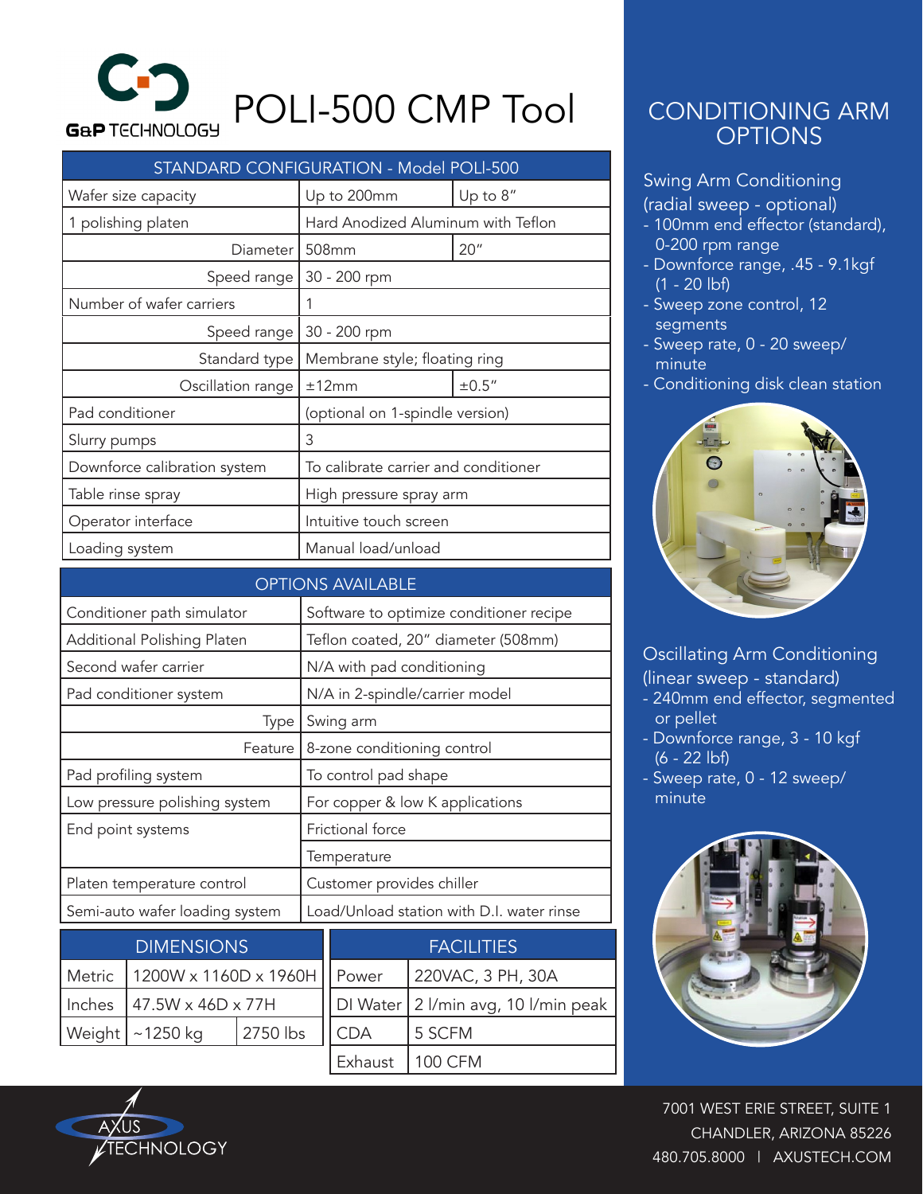# POLI-500 CMP Tool

G&P TECHNOLOGY

| STANDARD CONFIGURATION - Model POLI-500 | | |
|---|---|---|
| Wafer size capacity | Up to 200mm | Up to 8" |
| 1 polishing platen | Hard Anodized Aluminum with Teflon | |
| Diameter | 508mm | 20" |
| Speed range | 30 - 200 rpm | |
| Number of wafer carriers | 1 | |
| Speed range | 30 - 200 rpm | |
| Standard type | Membrane style; floating ring | |
| Oscillation range | ±12mm | ±0.5" |
| Pad conditioner | (optional on 1-spindle version) | |
| Slurry pumps | 3 | |
| Downforce calibration system | To calibrate carrier and conditioner | |
| Table rinse spray | High pressure spray arm | |
| Operator interface | Intuitive touch screen | |
| Loading system | Manual load/unload | |

| OPTIONS AVAILABLE | |
|---|---|
| Conditioner path simulator | Software to optimize conditioner recipe |
| Additional Polishing Platen | Teflon coated, 20" diameter (508mm) |
| Second wafer carrier | N/A with pad conditioning |
| Pad conditioner system | N/A in 2-spindle/carrier model |
| Type | Swing arm |
| Feature | 8-zone conditioning control |
| Pad profiling system | To control pad shape |
| Low pressure polishing system | For copper & low K applications |
| End point systems | Frictional force |
| | Temperature |
| Platen temperature control | Customer provides chiller |
| Semi-auto wafer loading system | Load/Unload station with D.I. water rinse |

| DIMENSIONS | | |
|---|---|---|
| Metric | 1200W x 1160D x 1960H | |
| Inches | 47.5W x 46D x 77H | |
| Weight | ~1250 kg | 2750 lbs |

| FACILITIES | |
|---|---|
| Power | 220VAC, 3 PH, 30A |
| DI Water | 2 l/min avg, 10 l/min peak |
| CDA | 5 SCFM |
| Exhaust | 100 CFM |

## CONDITIONING ARM OPTIONS

### Swing Arm Conditioning (radial sweep - optional)

- 100mm end effector (standard), 0-200 rpm range
- Downforce range, .45 - 9.1kgf (1 - 20 lbf)
- Sweep zone control, 12 segments
- Sweep rate, 0 - 20 sweep/minute
- Conditioning disk clean station

### Oscillating Arm Conditioning (linear sweep - standard)

- 240mm end effector, segmented or pellet
- Downforce range, 3 - 10 kgf (6 - 22 lbf)
- Sweep rate, 0 - 12 sweep/minute

AXUS TECHNOLOGY

7001 WEST ERIE STREET, SUITE 1
CHANDLER, ARIZONA 85226
480.705.8000 | AXUSTECH.COM